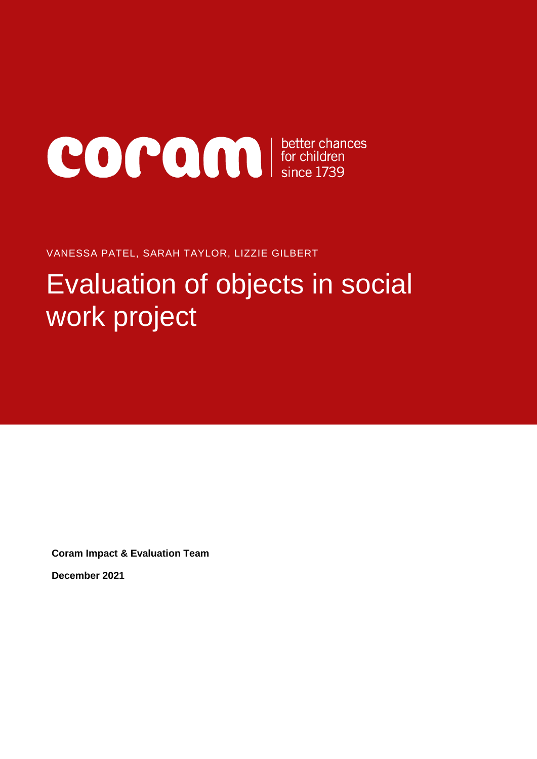coram | better chances for children since 1739

VANESSA PATEL, SARAH TAYLOR, LIZZIE GILBERT

# Evaluation of objects in social work project

**Coram Impact & Evaluation Team**

**December 2021**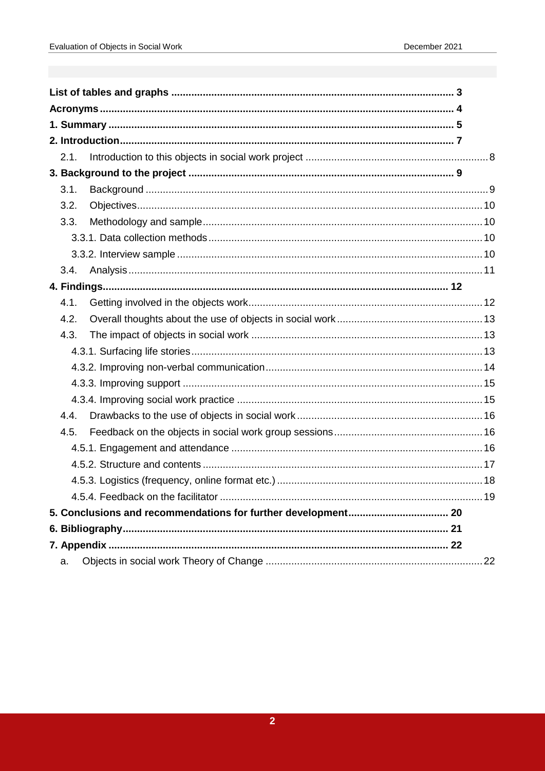**List of tables and graphs** .......... 3

**Acronyms** .......... 4

**1. Summary** .......... 5

**2. Introduction** .......... 7

- 2.1. Introduction to this objects in social work project .......... 8

**3. Background to the project** .......... 9

- 3.1. Background .......... 9
- 3.2. Objectives .......... 10
- 3.3. Methodology and sample .......... 10
  - 3.3.1. Data collection methods .......... 10
  - 3.3.2. Interview sample .......... 10
- 3.4. Analysis .......... 11

**4. Findings** .......... 12

- 4.1. Getting involved in the objects work .......... 12
- 4.2. Overall thoughts about the use of objects in social work .......... 13
- 4.3. The impact of objects in social work .......... 13
  - 4.3.1. Surfacing life stories .......... 13
  - 4.3.2. Improving non-verbal communication .......... 14
  - 4.3.3. Improving support .......... 15
  - 4.3.4. Improving social work practice .......... 15
- 4.4. Drawbacks to the use of objects in social work .......... 16
- 4.5. Feedback on the objects in social work group sessions .......... 16
  - 4.5.1. Engagement and attendance .......... 16
  - 4.5.2. Structure and contents .......... 17
  - 4.5.3. Logistics (frequency, online format etc.) .......... 18
  - 4.5.4. Feedback on the facilitator .......... 19

**5. Conclusions and recommendations for further development** .......... 20

**6. Bibliography** .......... 21

**7. Appendix** .......... 22

- a. Objects in social work Theory of Change .......... 22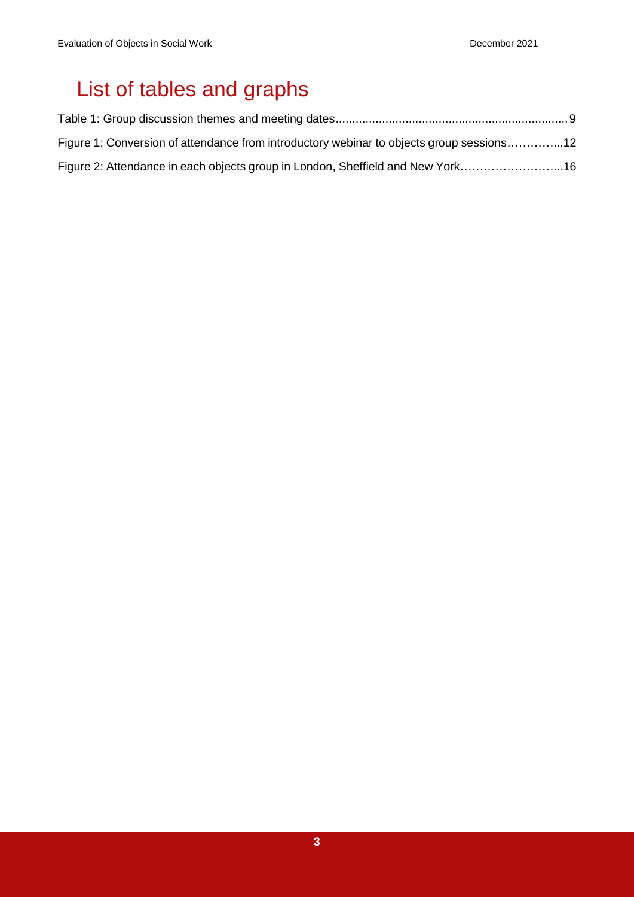# List of tables and graphs

Table 1: Group discussion themes and meeting dates.......................................................................9

Figure 1: Conversion of attendance from introductory webinar to objects group sessions…………...12

Figure 2: Attendance in each objects group in London, Sheffield and New York……………………...16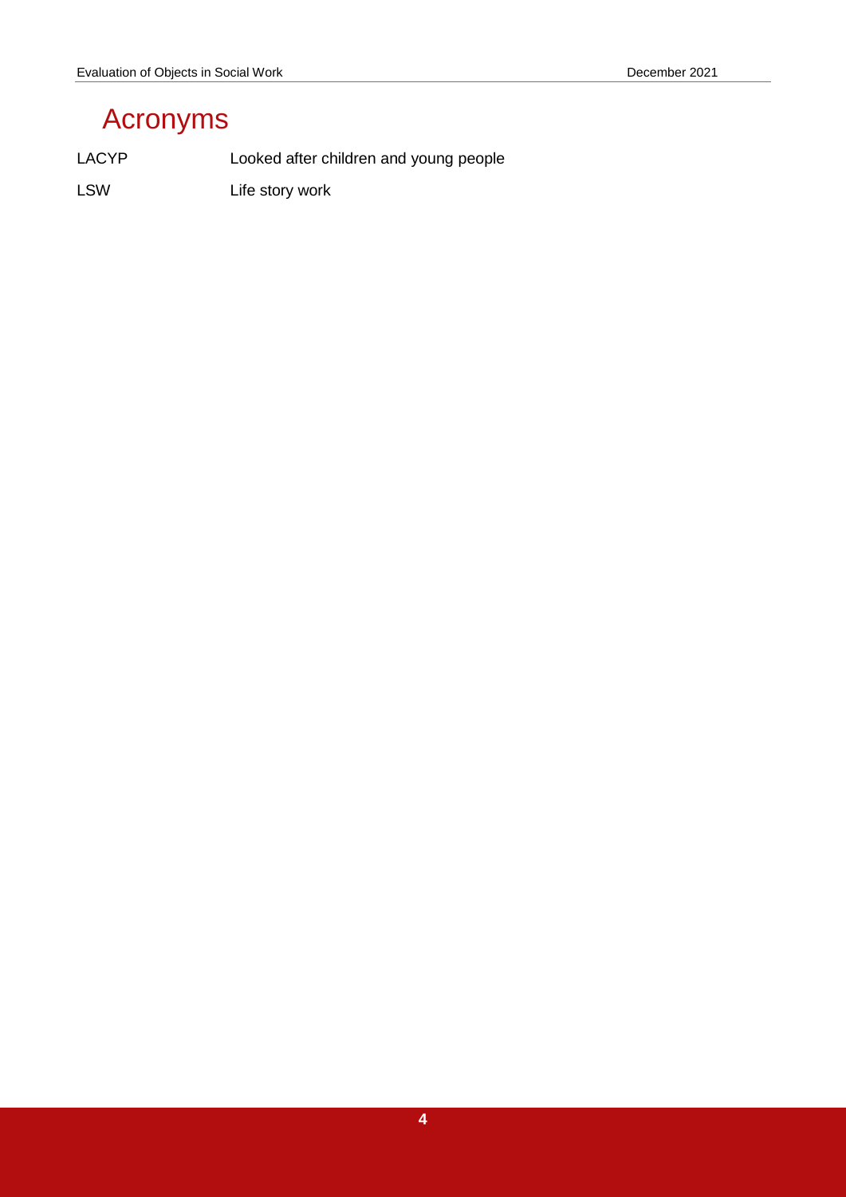# Acronyms

| | |
|---|---|
| LACYP | Looked after children and young people |
| LSW | Life story work |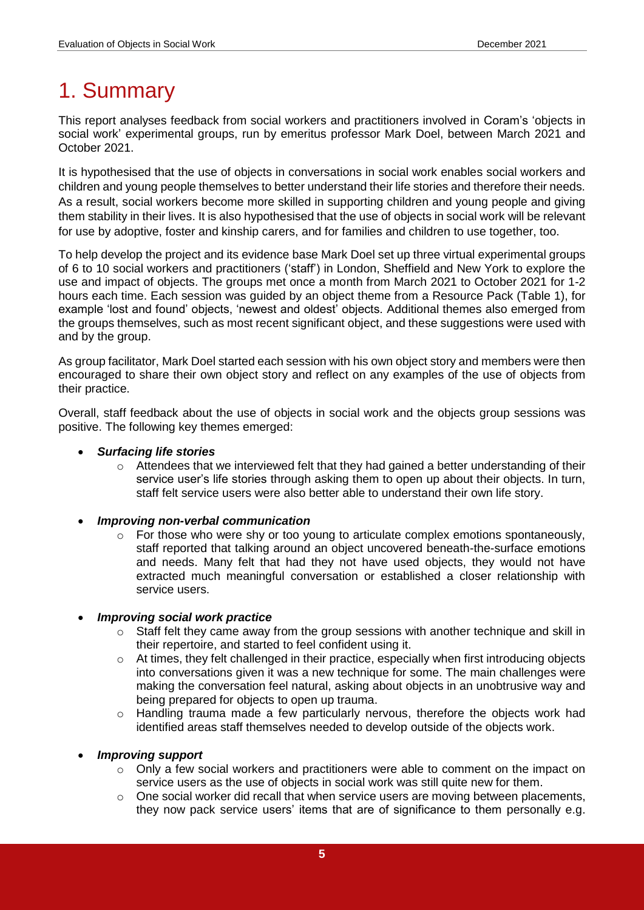# 1. Summary

This report analyses feedback from social workers and practitioners involved in Coram's 'objects in social work' experimental groups, run by emeritus professor Mark Doel, between March 2021 and October 2021.

It is hypothesised that the use of objects in conversations in social work enables social workers and children and young people themselves to better understand their life stories and therefore their needs. As a result, social workers become more skilled in supporting children and young people and giving them stability in their lives. It is also hypothesised that the use of objects in social work will be relevant for use by adoptive, foster and kinship carers, and for families and children to use together, too.

To help develop the project and its evidence base Mark Doel set up three virtual experimental groups of 6 to 10 social workers and practitioners ('staff') in London, Sheffield and New York to explore the use and impact of objects. The groups met once a month from March 2021 to October 2021 for 1-2 hours each time. Each session was guided by an object theme from a Resource Pack (Table 1), for example 'lost and found' objects, 'newest and oldest' objects. Additional themes also emerged from the groups themselves, such as most recent significant object, and these suggestions were used with and by the group.

As group facilitator, Mark Doel started each session with his own object story and members were then encouraged to share their own object story and reflect on any examples of the use of objects from their practice.

Overall, staff feedback about the use of objects in social work and the objects group sessions was positive. The following key themes emerged:

- ***Surfacing life stories***
  - Attendees that we interviewed felt that they had gained a better understanding of their service user's life stories through asking them to open up about their objects. In turn, staff felt service users were also better able to understand their own life story.
- ***Improving non-verbal communication***
  - For those who were shy or too young to articulate complex emotions spontaneously, staff reported that talking around an object uncovered beneath-the-surface emotions and needs. Many felt that had they not have used objects, they would not have extracted much meaningful conversation or established a closer relationship with service users.
- ***Improving social work practice***
  - Staff felt they came away from the group sessions with another technique and skill in their repertoire, and started to feel confident using it.
  - At times, they felt challenged in their practice, especially when first introducing objects into conversations given it was a new technique for some. The main challenges were making the conversation feel natural, asking about objects in an unobtrusive way and being prepared for objects to open up trauma.
  - Handling trauma made a few particularly nervous, therefore the objects work had identified areas staff themselves needed to develop outside of the objects work.
- ***Improving support***
  - Only a few social workers and practitioners were able to comment on the impact on service users as the use of objects in social work was still quite new for them.
  - One social worker did recall that when service users are moving between placements, they now pack service users' items that are of significance to them personally e.g.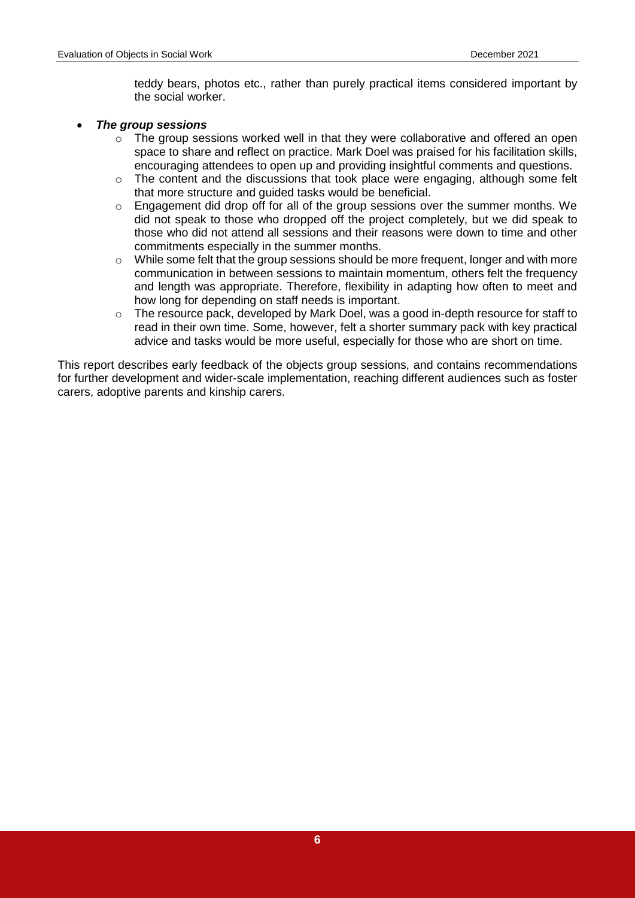teddy bears, photos etc., rather than purely practical items considered important by the social worker.

- ***The group sessions***
  - The group sessions worked well in that they were collaborative and offered an open space to share and reflect on practice. Mark Doel was praised for his facilitation skills, encouraging attendees to open up and providing insightful comments and questions.
  - The content and the discussions that took place were engaging, although some felt that more structure and guided tasks would be beneficial.
  - Engagement did drop off for all of the group sessions over the summer months. We did not speak to those who dropped off the project completely, but we did speak to those who did not attend all sessions and their reasons were down to time and other commitments especially in the summer months.
  - While some felt that the group sessions should be more frequent, longer and with more communication in between sessions to maintain momentum, others felt the frequency and length was appropriate. Therefore, flexibility in adapting how often to meet and how long for depending on staff needs is important.
  - The resource pack, developed by Mark Doel, was a good in-depth resource for staff to read in their own time. Some, however, felt a shorter summary pack with key practical advice and tasks would be more useful, especially for those who are short on time.

This report describes early feedback of the objects group sessions, and contains recommendations for further development and wider-scale implementation, reaching different audiences such as foster carers, adoptive parents and kinship carers.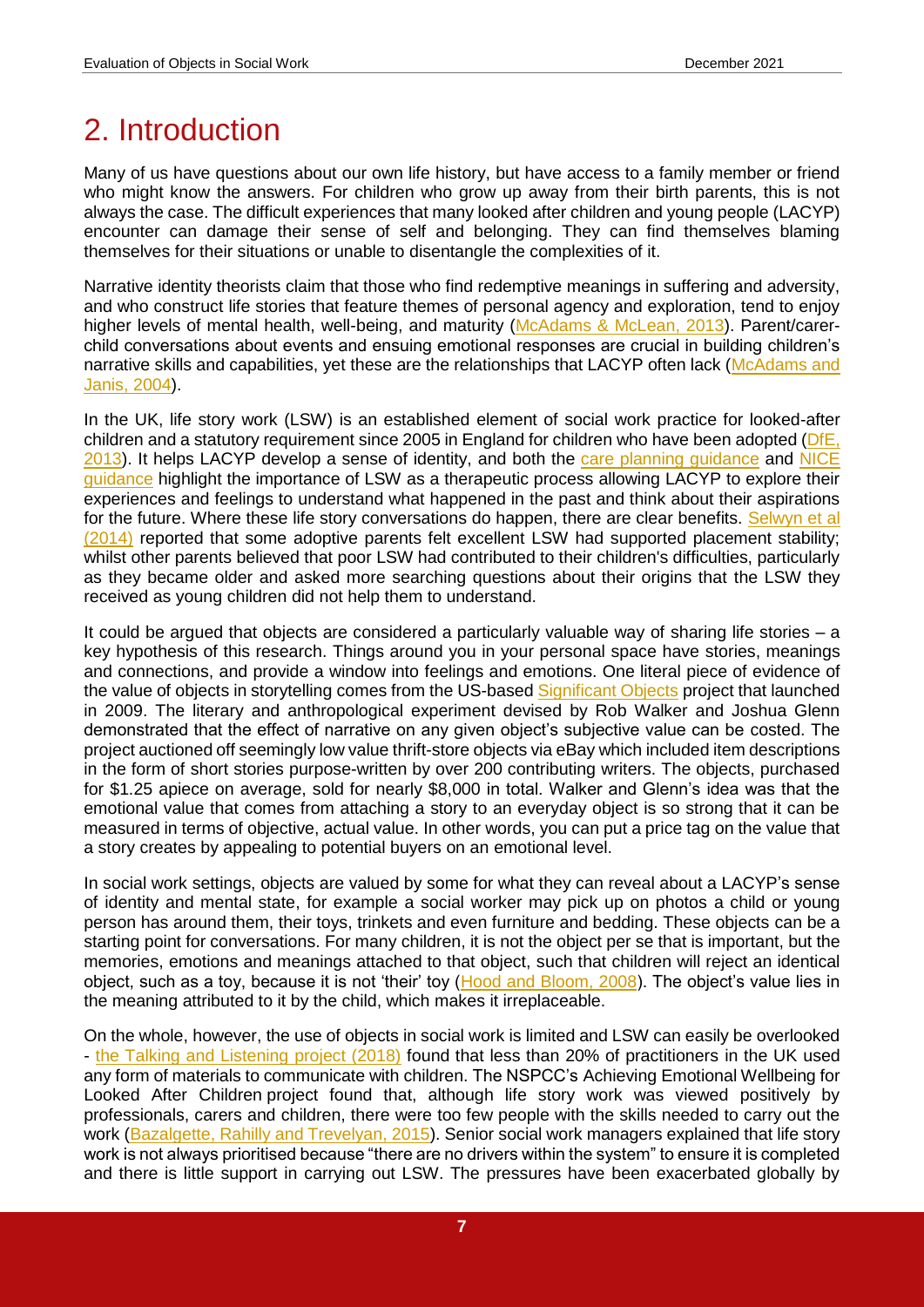# 2. Introduction

Many of us have questions about our own life history, but have access to a family member or friend who might know the answers. For children who grow up away from their birth parents, this is not always the case. The difficult experiences that many looked after children and young people (LACYP) encounter can damage their sense of self and belonging. They can find themselves blaming themselves for their situations or unable to disentangle the complexities of it.

Narrative identity theorists claim that those who find redemptive meanings in suffering and adversity, and who construct life stories that feature themes of personal agency and exploration, tend to enjoy higher levels of mental health, well-being, and maturity (McAdams & McLean, 2013). Parent/carer-child conversations about events and ensuing emotional responses are crucial in building children's narrative skills and capabilities, yet these are the relationships that LACYP often lack (McAdams and Janis, 2004).

In the UK, life story work (LSW) is an established element of social work practice for looked-after children and a statutory requirement since 2005 in England for children who have been adopted (DfE, 2013). It helps LACYP develop a sense of identity, and both the care planning guidance and NICE guidance highlight the importance of LSW as a therapeutic process allowing LACYP to explore their experiences and feelings to understand what happened in the past and think about their aspirations for the future. Where these life story conversations do happen, there are clear benefits. Selwyn et al (2014) reported that some adoptive parents felt excellent LSW had supported placement stability; whilst other parents believed that poor LSW had contributed to their children's difficulties, particularly as they became older and asked more searching questions about their origins that the LSW they received as young children did not help them to understand.

It could be argued that objects are considered a particularly valuable way of sharing life stories – a key hypothesis of this research. Things around you in your personal space have stories, meanings and connections, and provide a window into feelings and emotions. One literal piece of evidence of the value of objects in storytelling comes from the US-based Significant Objects project that launched in 2009. The literary and anthropological experiment devised by Rob Walker and Joshua Glenn demonstrated that the effect of narrative on any given object's subjective value can be costed. The project auctioned off seemingly low value thrift-store objects via eBay which included item descriptions in the form of short stories purpose-written by over 200 contributing writers. The objects, purchased for $1.25 apiece on average, sold for nearly $8,000 in total. Walker and Glenn's idea was that the emotional value that comes from attaching a story to an everyday object is so strong that it can be measured in terms of objective, actual value. In other words, you can put a price tag on the value that a story creates by appealing to potential buyers on an emotional level.

In social work settings, objects are valued by some for what they can reveal about a LACYP's sense of identity and mental state, for example a social worker may pick up on photos a child or young person has around them, their toys, trinkets and even furniture and bedding. These objects can be a starting point for conversations. For many children, it is not the object per se that is important, but the memories, emotions and meanings attached to that object, such that children will reject an identical object, such as a toy, because it is not 'their' toy (Hood and Bloom, 2008). The object's value lies in the meaning attributed to it by the child, which makes it irreplaceable.

On the whole, however, the use of objects in social work is limited and LSW can easily be overlooked - the Talking and Listening project (2018) found that less than 20% of practitioners in the UK used any form of materials to communicate with children. The NSPCC's Achieving Emotional Wellbeing for Looked After Children project found that, although life story work was viewed positively by professionals, carers and children, there were too few people with the skills needed to carry out the work (Bazalgette, Rahilly and Trevelyan, 2015). Senior social work managers explained that life story work is not always prioritised because "there are no drivers within the system" to ensure it is completed and there is little support in carrying out LSW. The pressures have been exacerbated globally by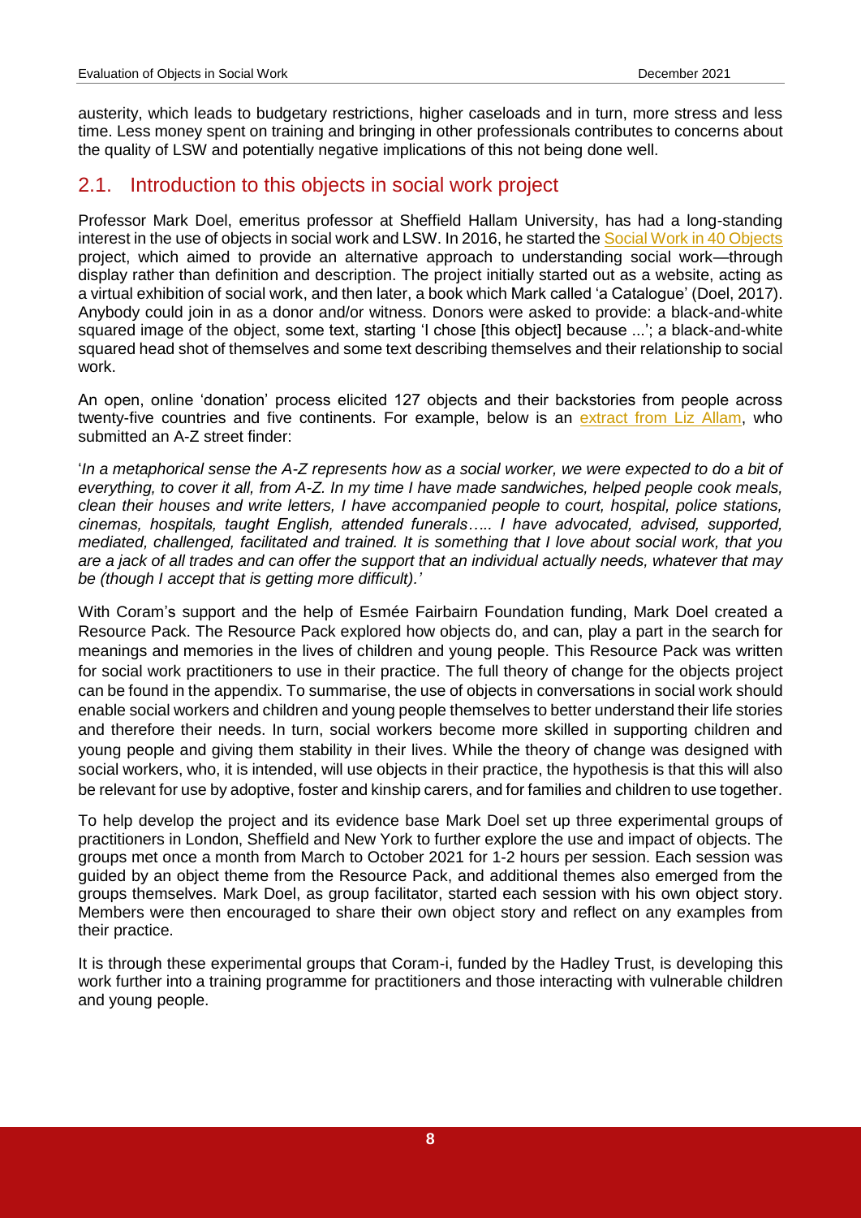austerity, which leads to budgetary restrictions, higher caseloads and in turn, more stress and less time. Less money spent on training and bringing in other professionals contributes to concerns about the quality of LSW and potentially negative implications of this not being done well.

## 2.1. Introduction to this objects in social work project

Professor Mark Doel, emeritus professor at Sheffield Hallam University, has had a long-standing interest in the use of objects in social work and LSW. In 2016, he started the Social Work in 40 Objects project, which aimed to provide an alternative approach to understanding social work—through display rather than definition and description. The project initially started out as a website, acting as a virtual exhibition of social work, and then later, a book which Mark called 'a Catalogue' (Doel, 2017). Anybody could join in as a donor and/or witness. Donors were asked to provide: a black-and-white squared image of the object, some text, starting 'I chose [this object] because ...'; a black-and-white squared head shot of themselves and some text describing themselves and their relationship to social work.

An open, online 'donation' process elicited 127 objects and their backstories from people across twenty-five countries and five continents. For example, below is an extract from Liz Allam, who submitted an A-Z street finder:

'*In a metaphorical sense the A-Z represents how as a social worker, we were expected to do a bit of everything, to cover it all, from A-Z. In my time I have made sandwiches, helped people cook meals, clean their houses and write letters, I have accompanied people to court, hospital, police stations, cinemas, hospitals, taught English, attended funerals….. I have advocated, advised, supported, mediated, challenged, facilitated and trained. It is something that I love about social work, that you are a jack of all trades and can offer the support that an individual actually needs, whatever that may be (though I accept that is getting more difficult).*'

With Coram's support and the help of Esmée Fairbairn Foundation funding, Mark Doel created a Resource Pack. The Resource Pack explored how objects do, and can, play a part in the search for meanings and memories in the lives of children and young people. This Resource Pack was written for social work practitioners to use in their practice. The full theory of change for the objects project can be found in the appendix. To summarise, the use of objects in conversations in social work should enable social workers and children and young people themselves to better understand their life stories and therefore their needs. In turn, social workers become more skilled in supporting children and young people and giving them stability in their lives. While the theory of change was designed with social workers, who, it is intended, will use objects in their practice, the hypothesis is that this will also be relevant for use by adoptive, foster and kinship carers, and for families and children to use together.

To help develop the project and its evidence base Mark Doel set up three experimental groups of practitioners in London, Sheffield and New York to further explore the use and impact of objects. The groups met once a month from March to October 2021 for 1-2 hours per session. Each session was guided by an object theme from the Resource Pack, and additional themes also emerged from the groups themselves. Mark Doel, as group facilitator, started each session with his own object story. Members were then encouraged to share their own object story and reflect on any examples from their practice.

It is through these experimental groups that Coram-i, funded by the Hadley Trust, is developing this work further into a training programme for practitioners and those interacting with vulnerable children and young people.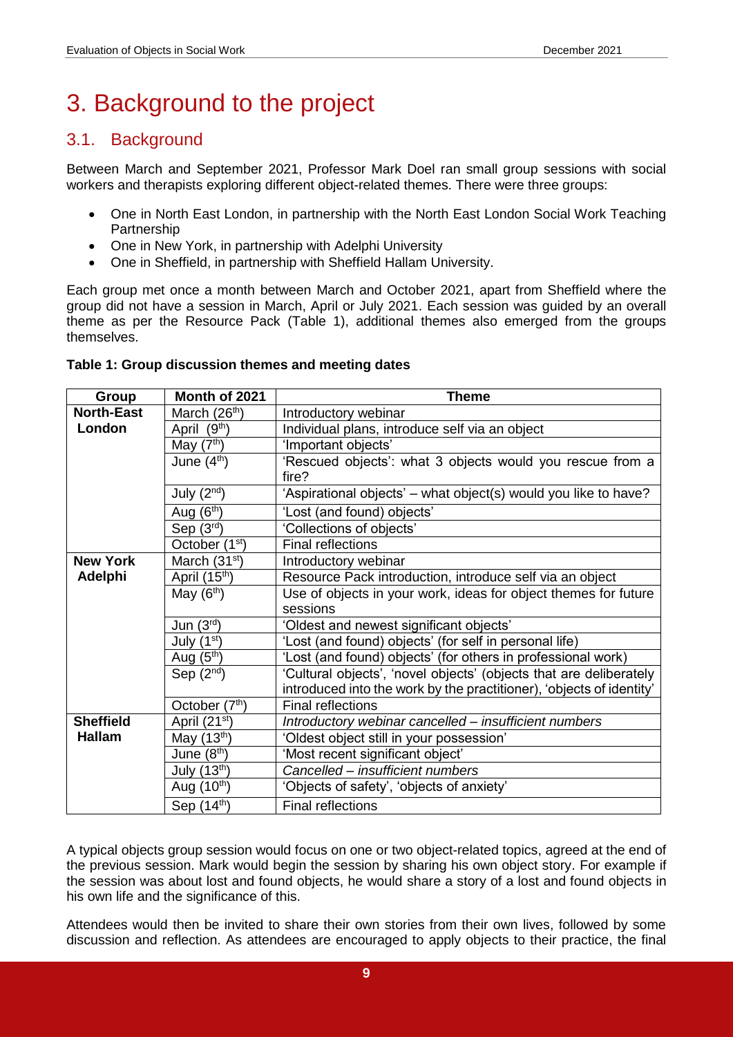# 3. Background to the project

## 3.1. Background

Between March and September 2021, Professor Mark Doel ran small group sessions with social workers and therapists exploring different object-related themes. There were three groups:

- One in North East London, in partnership with the North East London Social Work Teaching Partnership
- One in New York, in partnership with Adelphi University
- One in Sheffield, in partnership with Sheffield Hallam University.

Each group met once a month between March and October 2021, apart from Sheffield where the group did not have a session in March, April or July 2021. Each session was guided by an overall theme as per the Resource Pack (Table 1), additional themes also emerged from the groups themselves.

**Table 1: Group discussion themes and meeting dates**

| Group | Month of 2021 | Theme |
|---|---|---|
| **North-East London** | March (26th) | Introductory webinar |
| | April (9th) | Individual plans, introduce self via an object |
| | May (7th) | 'Important objects' |
| | June (4th) | 'Rescued objects': what 3 objects would you rescue from a fire? |
| | July (2nd) | 'Aspirational objects' – what object(s) would you like to have? |
| | Aug (6th) | 'Lost (and found) objects' |
| | Sep (3rd) | 'Collections of objects' |
| | October (1st) | Final reflections |
| **New York Adelphi** | March (31st) | Introductory webinar |
| | April (15th) | Resource Pack introduction, introduce self via an object |
| | May (6th) | Use of objects in your work, ideas for object themes for future sessions |
| | Jun (3rd) | 'Oldest and newest significant objects' |
| | July (1st) | 'Lost (and found) objects' (for self in personal life) |
| | Aug (5th) | 'Lost (and found) objects' (for others in professional work) |
| | Sep (2nd) | 'Cultural objects', 'novel objects' (objects that are deliberately introduced into the work by the practitioner), 'objects of identity' |
| | October (7th) | Final reflections |
| **Sheffield Hallam** | April (21st) | *Introductory webinar cancelled – insufficient numbers* |
| | May (13th) | 'Oldest object still in your possession' |
| | June (8th) | 'Most recent significant object' |
| | July (13th) | *Cancelled – insufficient numbers* |
| | Aug (10th) | 'Objects of safety', 'objects of anxiety' |
| | Sep (14th) | Final reflections |

A typical objects group session would focus on one or two object-related topics, agreed at the end of the previous session. Mark would begin the session by sharing his own object story. For example if the session was about lost and found objects, he would share a story of a lost and found objects in his own life and the significance of this.

Attendees would then be invited to share their own stories from their own lives, followed by some discussion and reflection. As attendees are encouraged to apply objects to their practice, the final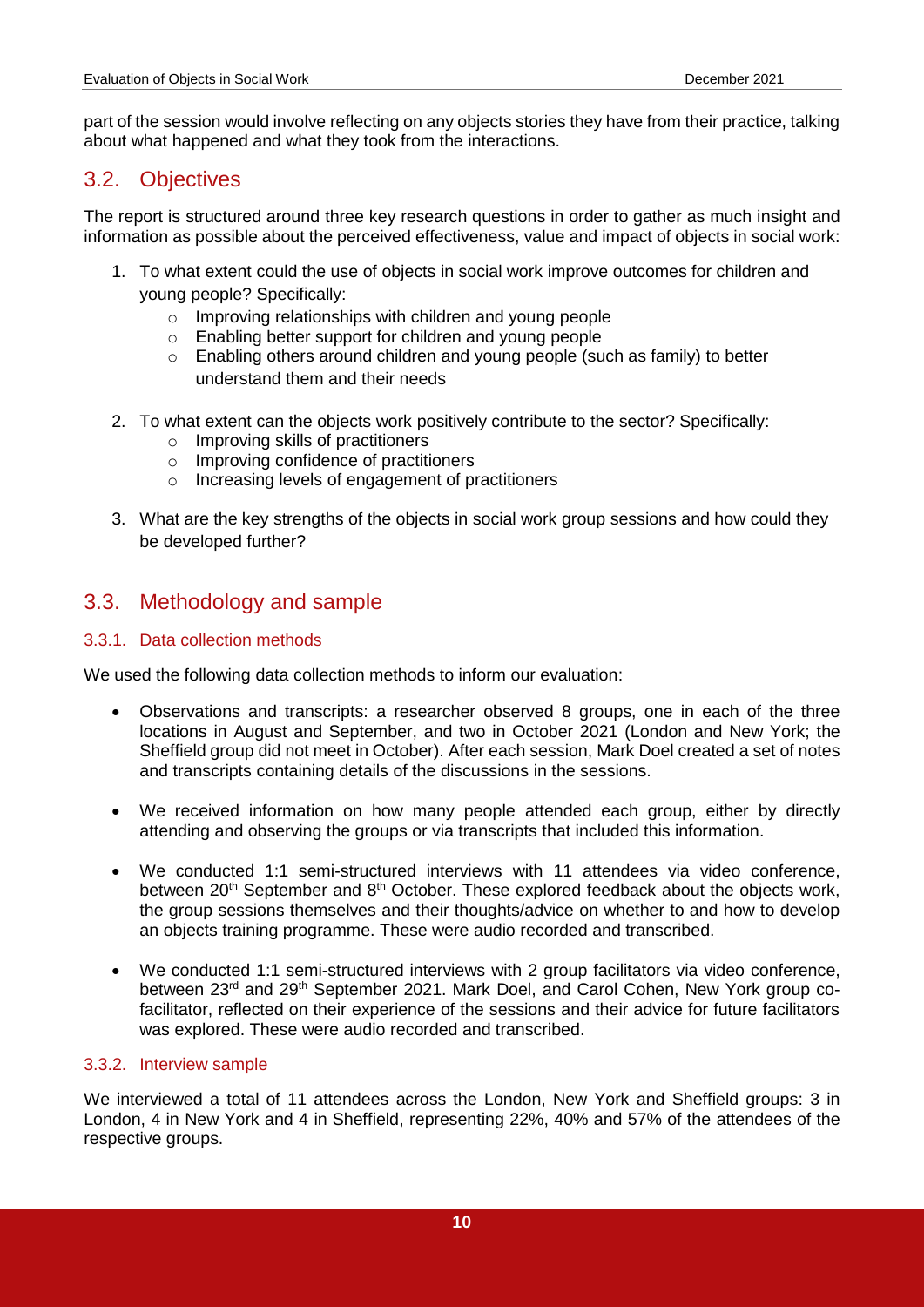part of the session would involve reflecting on any objects stories they have from their practice, talking about what happened and what they took from the interactions.

## 3.2. Objectives

The report is structured around three key research questions in order to gather as much insight and information as possible about the perceived effectiveness, value and impact of objects in social work:

1. To what extent could the use of objects in social work improve outcomes for children and young people? Specifically:
   - Improving relationships with children and young people
   - Enabling better support for children and young people
   - Enabling others around children and young people (such as family) to better understand them and their needs

2. To what extent can the objects work positively contribute to the sector? Specifically:
   - Improving skills of practitioners
   - Improving confidence of practitioners
   - Increasing levels of engagement of practitioners

3. What are the key strengths of the objects in social work group sessions and how could they be developed further?

## 3.3. Methodology and sample

### 3.3.1. Data collection methods

We used the following data collection methods to inform our evaluation:

- Observations and transcripts: a researcher observed 8 groups, one in each of the three locations in August and September, and two in October 2021 (London and New York; the Sheffield group did not meet in October). After each session, Mark Doel created a set of notes and transcripts containing details of the discussions in the sessions.

- We received information on how many people attended each group, either by directly attending and observing the groups or via transcripts that included this information.

- We conducted 1:1 semi-structured interviews with 11 attendees via video conference, between 20th September and 8th October. These explored feedback about the objects work, the group sessions themselves and their thoughts/advice on whether to and how to develop an objects training programme. These were audio recorded and transcribed.

- We conducted 1:1 semi-structured interviews with 2 group facilitators via video conference, between 23rd and 29th September 2021. Mark Doel, and Carol Cohen, New York group co-facilitator, reflected on their experience of the sessions and their advice for future facilitators was explored. These were audio recorded and transcribed.

### 3.3.2. Interview sample

We interviewed a total of 11 attendees across the London, New York and Sheffield groups: 3 in London, 4 in New York and 4 in Sheffield, representing 22%, 40% and 57% of the attendees of the respective groups.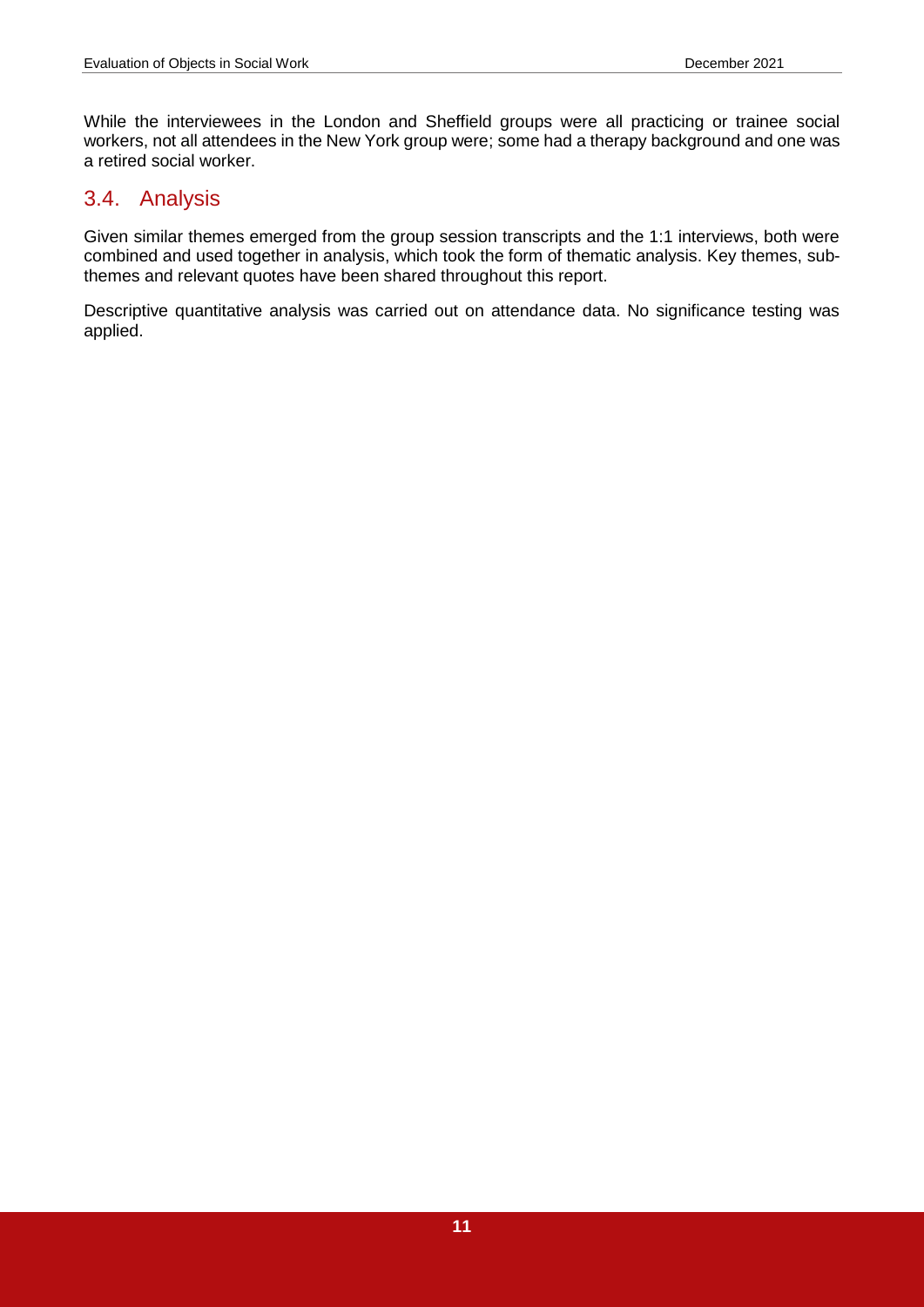While the interviewees in the London and Sheffield groups were all practicing or trainee social workers, not all attendees in the New York group were; some had a therapy background and one was a retired social worker.

## 3.4. Analysis

Given similar themes emerged from the group session transcripts and the 1:1 interviews, both were combined and used together in analysis, which took the form of thematic analysis. Key themes, sub-themes and relevant quotes have been shared throughout this report.

Descriptive quantitative analysis was carried out on attendance data. No significance testing was applied.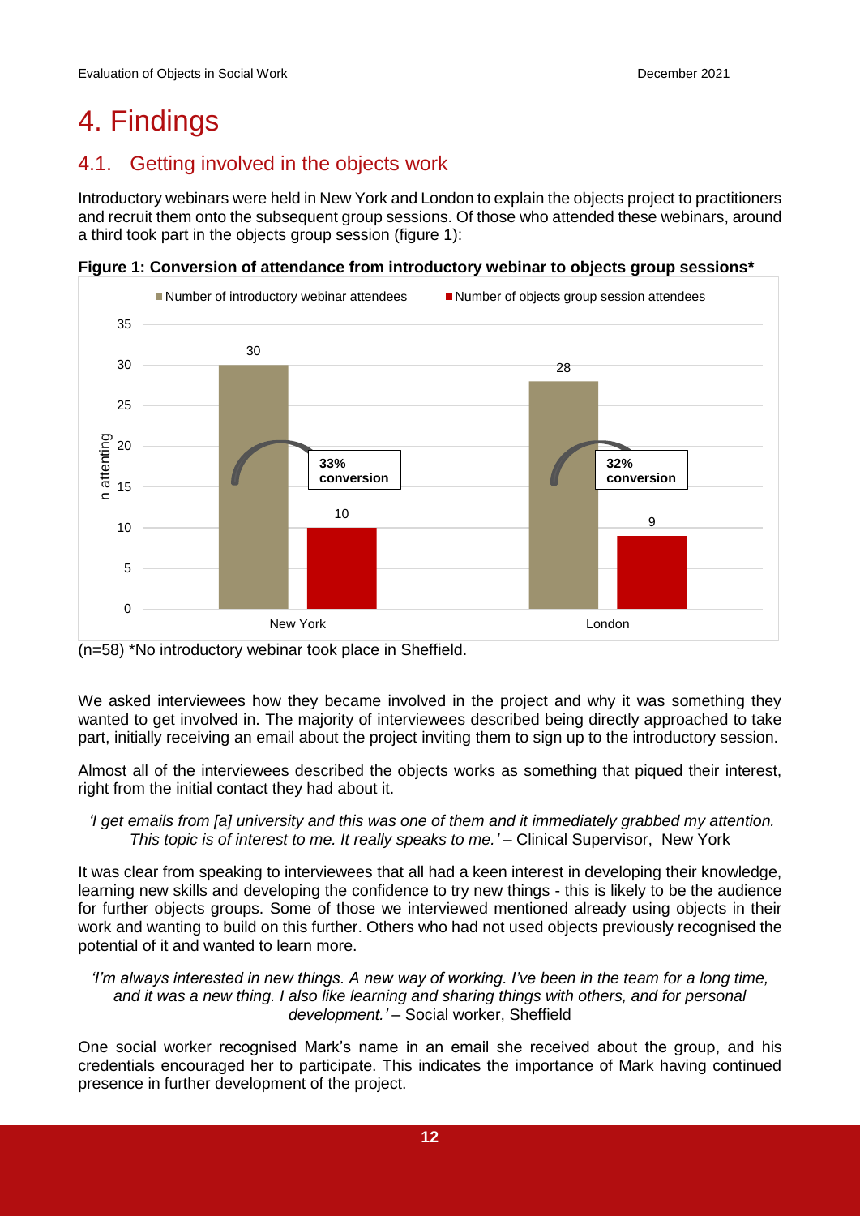# 4. Findings

## 4.1. Getting involved in the objects work

Introductory webinars were held in New York and London to explain the objects project to practitioners and recruit them onto the subsequent group sessions. Of those who attended these webinars, around a third took part in the objects group session (figure 1):

**Figure 1: Conversion of attendance from introductory webinar to objects group sessions***

| | Number of introductory webinar attendees | Number of objects group session attendees | Conversion |
|---|---|---|---|
| New York | 30 | 10 | 33% conversion |
| London | 28 | 9 | 32% conversion |

(n=58) *No introductory webinar took place in Sheffield.

We asked interviewees how they became involved in the project and why it was something they wanted to get involved in. The majority of interviewees described being directly approached to take part, initially receiving an email about the project inviting them to sign up to the introductory session.

Almost all of the interviewees described the objects works as something that piqued their interest, right from the initial contact they had about it.

> *'I get emails from [a] university and this was one of them and it immediately grabbed my attention. This topic is of interest to me. It really speaks to me.'* – Clinical Supervisor, New York

It was clear from speaking to interviewees that all had a keen interest in developing their knowledge, learning new skills and developing the confidence to try new things - this is likely to be the audience for further objects groups. Some of those we interviewed mentioned already using objects in their work and wanting to build on this further. Others who had not used objects previously recognised the potential of it and wanted to learn more.

> *'I'm always interested in new things. A new way of working. I've been in the team for a long time, and it was a new thing. I also like learning and sharing things with others, and for personal development.'* – Social worker, Sheffield

One social worker recognised Mark's name in an email she received about the group, and his credentials encouraged her to participate. This indicates the importance of Mark having continued presence in further development of the project.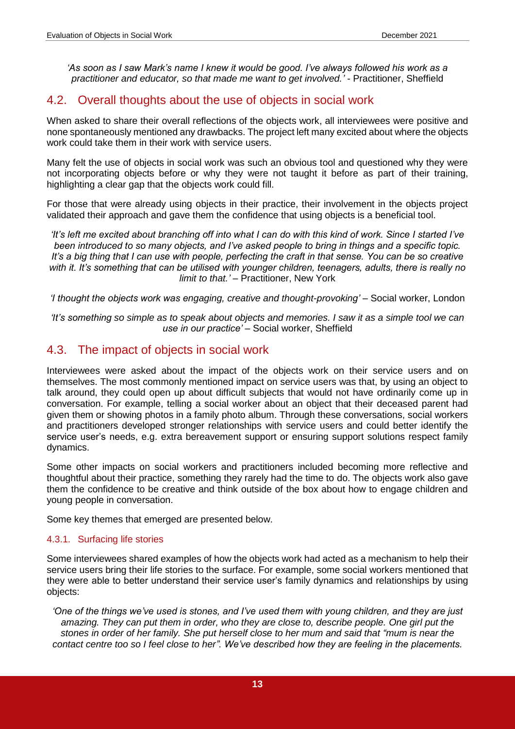*'As soon as I saw Mark's name I knew it would be good. I've always followed his work as a practitioner and educator, so that made me want to get involved.'* - Practitioner, Sheffield

## 4.2. Overall thoughts about the use of objects in social work

When asked to share their overall reflections of the objects work, all interviewees were positive and none spontaneously mentioned any drawbacks. The project left many excited about where the objects work could take them in their work with service users.

Many felt the use of objects in social work was such an obvious tool and questioned why they were not incorporating objects before or why they were not taught it before as part of their training, highlighting a clear gap that the objects work could fill.

For those that were already using objects in their practice, their involvement in the objects project validated their approach and gave them the confidence that using objects is a beneficial tool.

*'It's left me excited about branching off into what I can do with this kind of work. Since I started I've been introduced to so many objects, and I've asked people to bring in things and a specific topic. It's a big thing that I can use with people, perfecting the craft in that sense. You can be so creative with it. It's something that can be utilised with younger children, teenagers, adults, there is really no limit to that.'* – Practitioner, New York

*'I thought the objects work was engaging, creative and thought-provoking'* – Social worker, London

*'It's something so simple as to speak about objects and memories. I saw it as a simple tool we can use in our practice'* – Social worker, Sheffield

## 4.3. The impact of objects in social work

Interviewees were asked about the impact of the objects work on their service users and on themselves. The most commonly mentioned impact on service users was that, by using an object to talk around, they could open up about difficult subjects that would not have ordinarily come up in conversation. For example, telling a social worker about an object that their deceased parent had given them or showing photos in a family photo album. Through these conversations, social workers and practitioners developed stronger relationships with service users and could better identify the service user's needs, e.g. extra bereavement support or ensuring support solutions respect family dynamics.

Some other impacts on social workers and practitioners included becoming more reflective and thoughtful about their practice, something they rarely had the time to do. The objects work also gave them the confidence to be creative and think outside of the box about how to engage children and young people in conversation.

Some key themes that emerged are presented below.

### 4.3.1. Surfacing life stories

Some interviewees shared examples of how the objects work had acted as a mechanism to help their service users bring their life stories to the surface. For example, some social workers mentioned that they were able to better understand their service user's family dynamics and relationships by using objects:

*'One of the things we've used is stones, and I've used them with young children, and they are just amazing. They can put them in order, who they are close to, describe people. One girl put the stones in order of her family. She put herself close to her mum and said that "mum is near the contact centre too so I feel close to her". We've described how they are feeling in the placements.*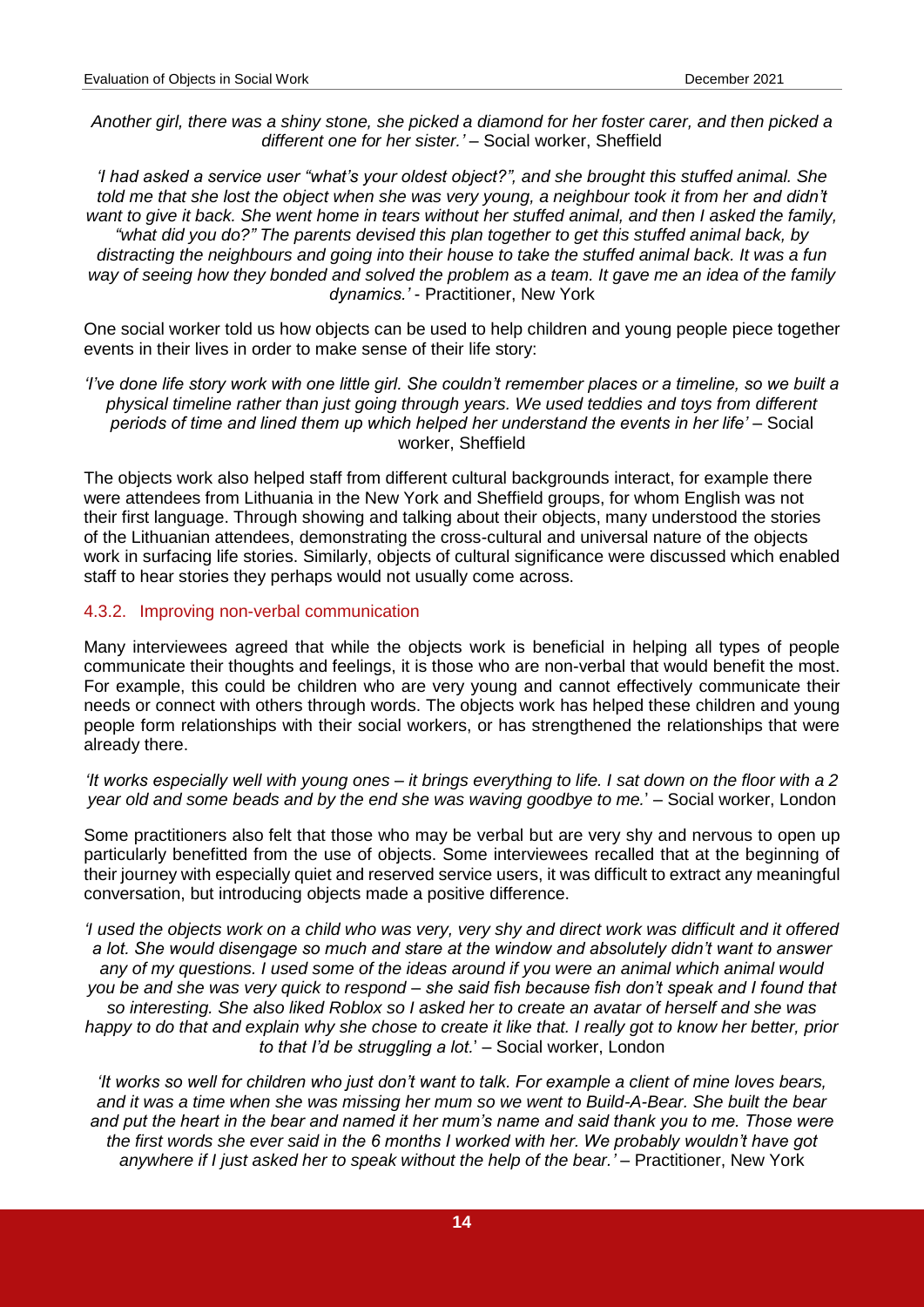*Another girl, there was a shiny stone, she picked a diamond for her foster carer, and then picked a different one for her sister.'* – Social worker, Sheffield

*'I had asked a service user "what's your oldest object?", and she brought this stuffed animal. She told me that she lost the object when she was very young, a neighbour took it from her and didn't want to give it back. She went home in tears without her stuffed animal, and then I asked the family, "what did you do?" The parents devised this plan together to get this stuffed animal back, by distracting the neighbours and going into their house to take the stuffed animal back. It was a fun way of seeing how they bonded and solved the problem as a team. It gave me an idea of the family dynamics.'* - Practitioner, New York

One social worker told us how objects can be used to help children and young people piece together events in their lives in order to make sense of their life story:

*'I've done life story work with one little girl. She couldn't remember places or a timeline, so we built a physical timeline rather than just going through years. We used teddies and toys from different periods of time and lined them up which helped her understand the events in her life'* – Social worker, Sheffield

The objects work also helped staff from different cultural backgrounds interact, for example there were attendees from Lithuania in the New York and Sheffield groups, for whom English was not their first language. Through showing and talking about their objects, many understood the stories of the Lithuanian attendees, demonstrating the cross-cultural and universal nature of the objects work in surfacing life stories. Similarly, objects of cultural significance were discussed which enabled staff to hear stories they perhaps would not usually come across.

### 4.3.2. Improving non-verbal communication

Many interviewees agreed that while the objects work is beneficial in helping all types of people communicate their thoughts and feelings, it is those who are non-verbal that would benefit the most. For example, this could be children who are very young and cannot effectively communicate their needs or connect with others through words. The objects work has helped these children and young people form relationships with their social workers, or has strengthened the relationships that were already there.

*'It works especially well with young ones – it brings everything to life. I sat down on the floor with a 2 year old and some beads and by the end she was waving goodbye to me.'* – Social worker, London

Some practitioners also felt that those who may be verbal but are very shy and nervous to open up particularly benefitted from the use of objects. Some interviewees recalled that at the beginning of their journey with especially quiet and reserved service users, it was difficult to extract any meaningful conversation, but introducing objects made a positive difference.

*'I used the objects work on a child who was very, very shy and direct work was difficult and it offered a lot. She would disengage so much and stare at the window and absolutely didn't want to answer any of my questions. I used some of the ideas around if you were an animal which animal would you be and she was very quick to respond – she said fish because fish don't speak and I found that so interesting. She also liked Roblox so I asked her to create an avatar of herself and she was happy to do that and explain why she chose to create it like that. I really got to know her better, prior to that I'd be struggling a lot.'* – Social worker, London

*'It works so well for children who just don't want to talk. For example a client of mine loves bears, and it was a time when she was missing her mum so we went to Build-A-Bear. She built the bear and put the heart in the bear and named it her mum's name and said thank you to me. Those were the first words she ever said in the 6 months I worked with her. We probably wouldn't have got anywhere if I just asked her to speak without the help of the bear.'* – Practitioner, New York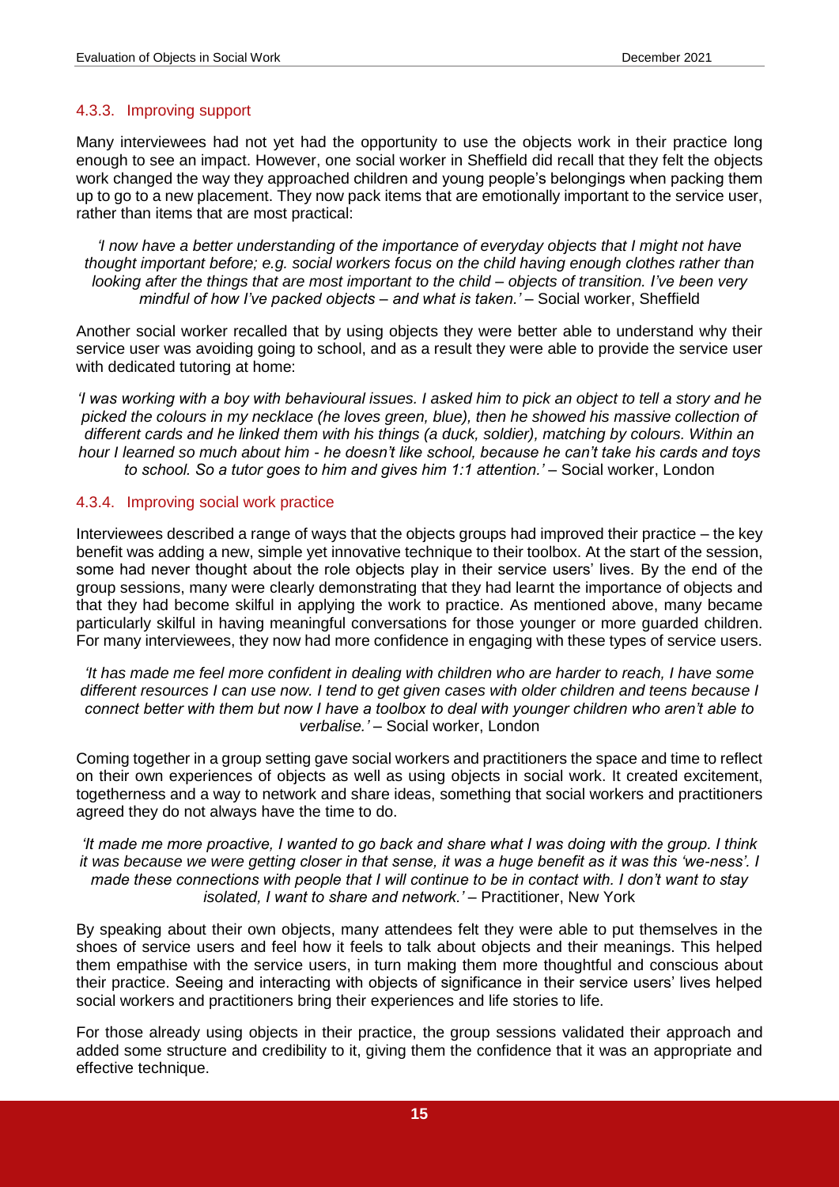#### 4.3.3. Improving support

Many interviewees had not yet had the opportunity to use the objects work in their practice long enough to see an impact. However, one social worker in Sheffield did recall that they felt the objects work changed the way they approached children and young people's belongings when packing them up to go to a new placement. They now pack items that are emotionally important to the service user, rather than items that are most practical:

*'I now have a better understanding of the importance of everyday objects that I might not have thought important before; e.g. social workers focus on the child having enough clothes rather than looking after the things that are most important to the child – objects of transition. I've been very mindful of how I've packed objects – and what is taken.'* – Social worker, Sheffield

Another social worker recalled that by using objects they were better able to understand why their service user was avoiding going to school, and as a result they were able to provide the service user with dedicated tutoring at home:

*'I was working with a boy with behavioural issues. I asked him to pick an object to tell a story and he picked the colours in my necklace (he loves green, blue), then he showed his massive collection of different cards and he linked them with his things (a duck, soldier), matching by colours. Within an hour I learned so much about him - he doesn't like school, because he can't take his cards and toys to school. So a tutor goes to him and gives him 1:1 attention.'* – Social worker, London

#### 4.3.4. Improving social work practice

Interviewees described a range of ways that the objects groups had improved their practice – the key benefit was adding a new, simple yet innovative technique to their toolbox. At the start of the session, some had never thought about the role objects play in their service users' lives. By the end of the group sessions, many were clearly demonstrating that they had learnt the importance of objects and that they had become skilful in applying the work to practice. As mentioned above, many became particularly skilful in having meaningful conversations for those younger or more guarded children. For many interviewees, they now had more confidence in engaging with these types of service users.

*'It has made me feel more confident in dealing with children who are harder to reach, I have some different resources I can use now. I tend to get given cases with older children and teens because I connect better with them but now I have a toolbox to deal with younger children who aren't able to verbalise.'* – Social worker, London

Coming together in a group setting gave social workers and practitioners the space and time to reflect on their own experiences of objects as well as using objects in social work. It created excitement, togetherness and a way to network and share ideas, something that social workers and practitioners agreed they do not always have the time to do.

*'It made me more proactive, I wanted to go back and share what I was doing with the group. I think it was because we were getting closer in that sense, it was a huge benefit as it was this 'we-ness'. I made these connections with people that I will continue to be in contact with. I don't want to stay isolated, I want to share and network.'* – Practitioner, New York

By speaking about their own objects, many attendees felt they were able to put themselves in the shoes of service users and feel how it feels to talk about objects and their meanings. This helped them empathise with the service users, in turn making them more thoughtful and conscious about their practice. Seeing and interacting with objects of significance in their service users' lives helped social workers and practitioners bring their experiences and life stories to life.

For those already using objects in their practice, the group sessions validated their approach and added some structure and credibility to it, giving them the confidence that it was an appropriate and effective technique.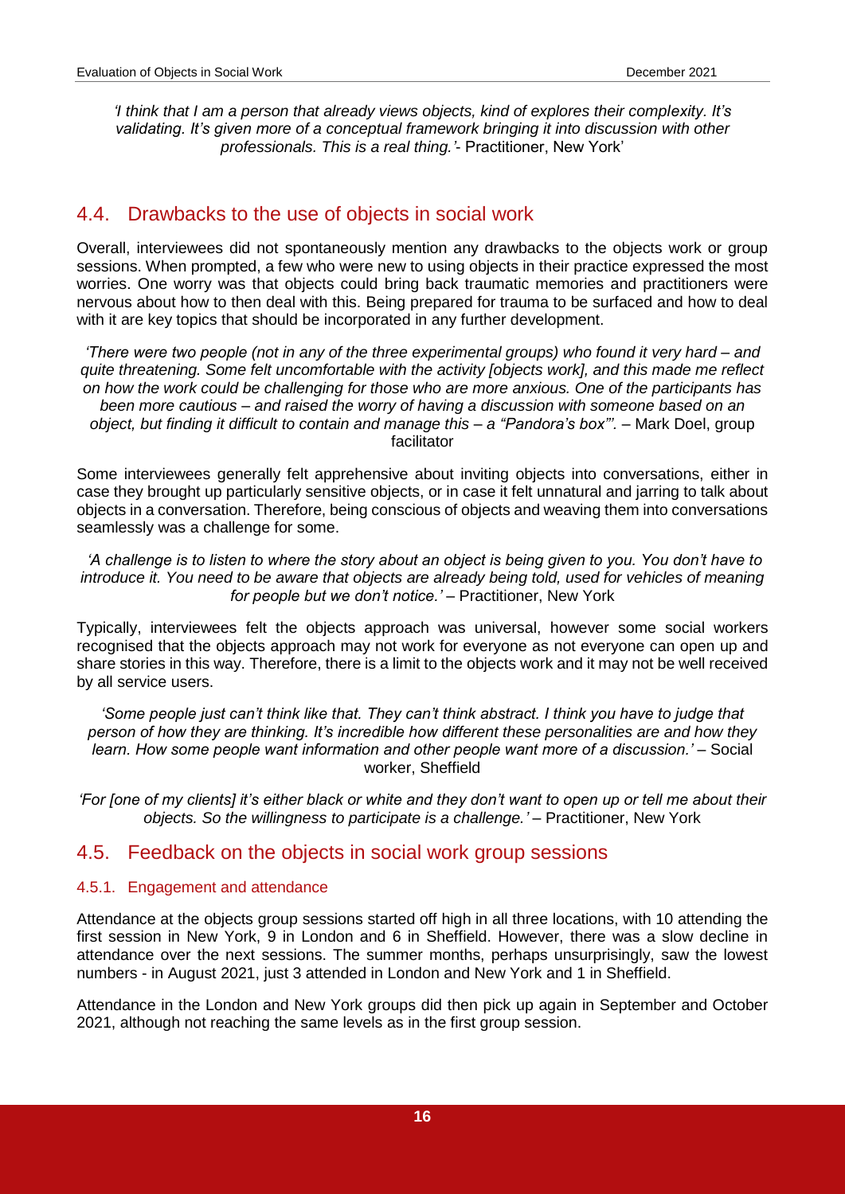*'I think that I am a person that already views objects, kind of explores their complexity. It's validating. It's given more of a conceptual framework bringing it into discussion with other professionals. This is a real thing.'*- Practitioner, New York'

## 4.4. Drawbacks to the use of objects in social work

Overall, interviewees did not spontaneously mention any drawbacks to the objects work or group sessions. When prompted, a few who were new to using objects in their practice expressed the most worries. One worry was that objects could bring back traumatic memories and practitioners were nervous about how to then deal with this. Being prepared for trauma to be surfaced and how to deal with it are key topics that should be incorporated in any further development.

*'There were two people (not in any of the three experimental groups) who found it very hard – and quite threatening. Some felt uncomfortable with the activity [objects work], and this made me reflect on how the work could be challenging for those who are more anxious. One of the participants has been more cautious – and raised the worry of having a discussion with someone based on an object, but finding it difficult to contain and manage this – a "Pandora's box"'.* – Mark Doel, group facilitator

Some interviewees generally felt apprehensive about inviting objects into conversations, either in case they brought up particularly sensitive objects, or in case it felt unnatural and jarring to talk about objects in a conversation. Therefore, being conscious of objects and weaving them into conversations seamlessly was a challenge for some.

*'A challenge is to listen to where the story about an object is being given to you. You don't have to introduce it. You need to be aware that objects are already being told, used for vehicles of meaning for people but we don't notice.'* – Practitioner, New York

Typically, interviewees felt the objects approach was universal, however some social workers recognised that the objects approach may not work for everyone as not everyone can open up and share stories in this way. Therefore, there is a limit to the objects work and it may not be well received by all service users.

*'Some people just can't think like that. They can't think abstract. I think you have to judge that person of how they are thinking. It's incredible how different these personalities are and how they learn. How some people want information and other people want more of a discussion.'* – Social worker, Sheffield

*'For [one of my clients] it's either black or white and they don't want to open up or tell me about their objects. So the willingness to participate is a challenge.'* – Practitioner, New York

## 4.5. Feedback on the objects in social work group sessions

### 4.5.1. Engagement and attendance

Attendance at the objects group sessions started off high in all three locations, with 10 attending the first session in New York, 9 in London and 6 in Sheffield. However, there was a slow decline in attendance over the next sessions. The summer months, perhaps unsurprisingly, saw the lowest numbers - in August 2021, just 3 attended in London and New York and 1 in Sheffield.

Attendance in the London and New York groups did then pick up again in September and October 2021, although not reaching the same levels as in the first group session.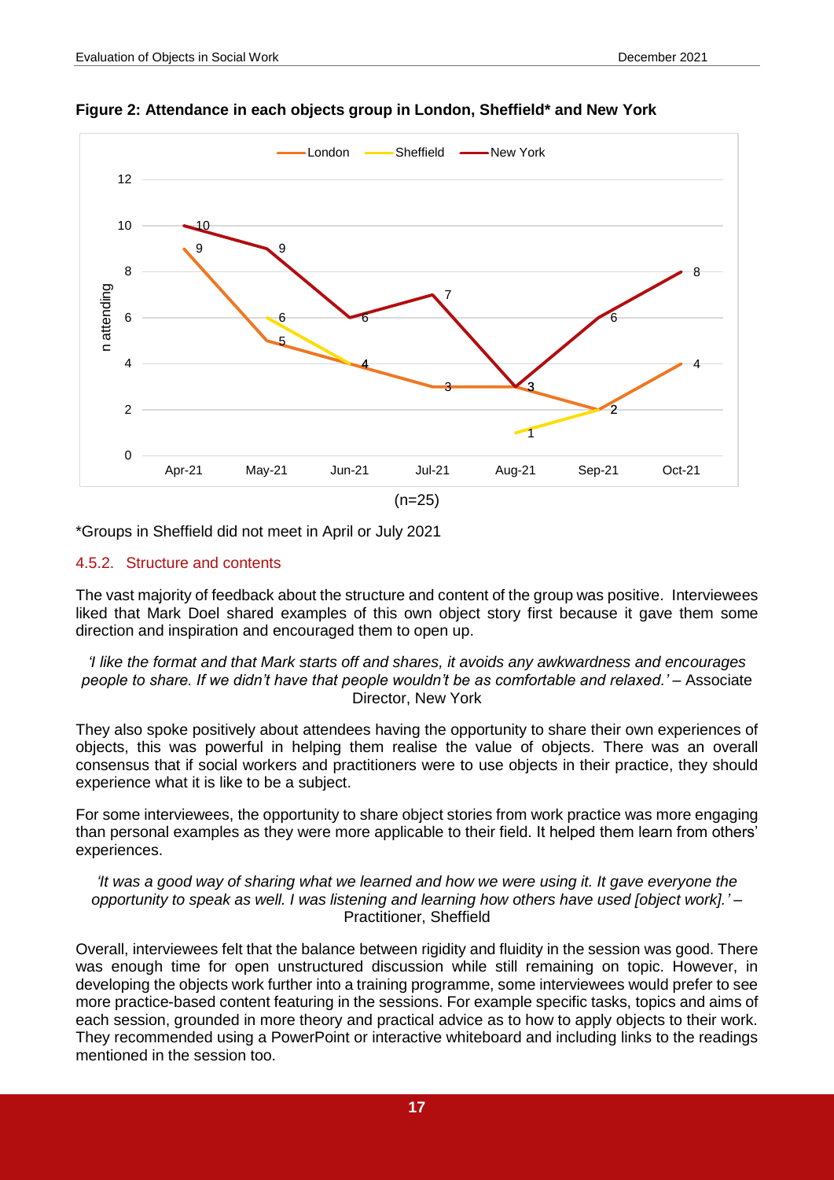**Figure 2: Attendance in each objects group in London, Sheffield* and New York**

| Month | London | Sheffield | New York |
|---|---|---|---|
| Apr-21 | 9 | | 10 |
| May-21 | 5 | 6 | 9 |
| Jun-21 | 4 | 4 | 6 |
| Jul-21 | 3 | | 7 |
| Aug-21 | 3 | 1 | 3 |
| Sep-21 | 2 | 2 | 6 |
| Oct-21 | 4 | | 8 |

(n=25)

*Groups in Sheffield did not meet in April or July 2021

### 4.5.2. Structure and contents

The vast majority of feedback about the structure and content of the group was positive. Interviewees liked that Mark Doel shared examples of this own object story first because it gave them some direction and inspiration and encouraged them to open up.

*'I like the format and that Mark starts off and shares, it avoids any awkwardness and encourages people to share. If we didn't have that people wouldn't be as comfortable and relaxed.'* – Associate Director, New York

They also spoke positively about attendees having the opportunity to share their own experiences of objects, this was powerful in helping them realise the value of objects. There was an overall consensus that if social workers and practitioners were to use objects in their practice, they should experience what it is like to be a subject.

For some interviewees, the opportunity to share object stories from work practice was more engaging than personal examples as they were more applicable to their field. It helped them learn from others' experiences.

*'It was a good way of sharing what we learned and how we were using it. It gave everyone the opportunity to speak as well. I was listening and learning how others have used [object work].'* – Practitioner, Sheffield

Overall, interviewees felt that the balance between rigidity and fluidity in the session was good. There was enough time for open unstructured discussion while still remaining on topic. However, in developing the objects work further into a training programme, some interviewees would prefer to see more practice-based content featuring in the sessions. For example specific tasks, topics and aims of each session, grounded in more theory and practical advice as to how to apply objects to their work. They recommended using a PowerPoint or interactive whiteboard and including links to the readings mentioned in the session too.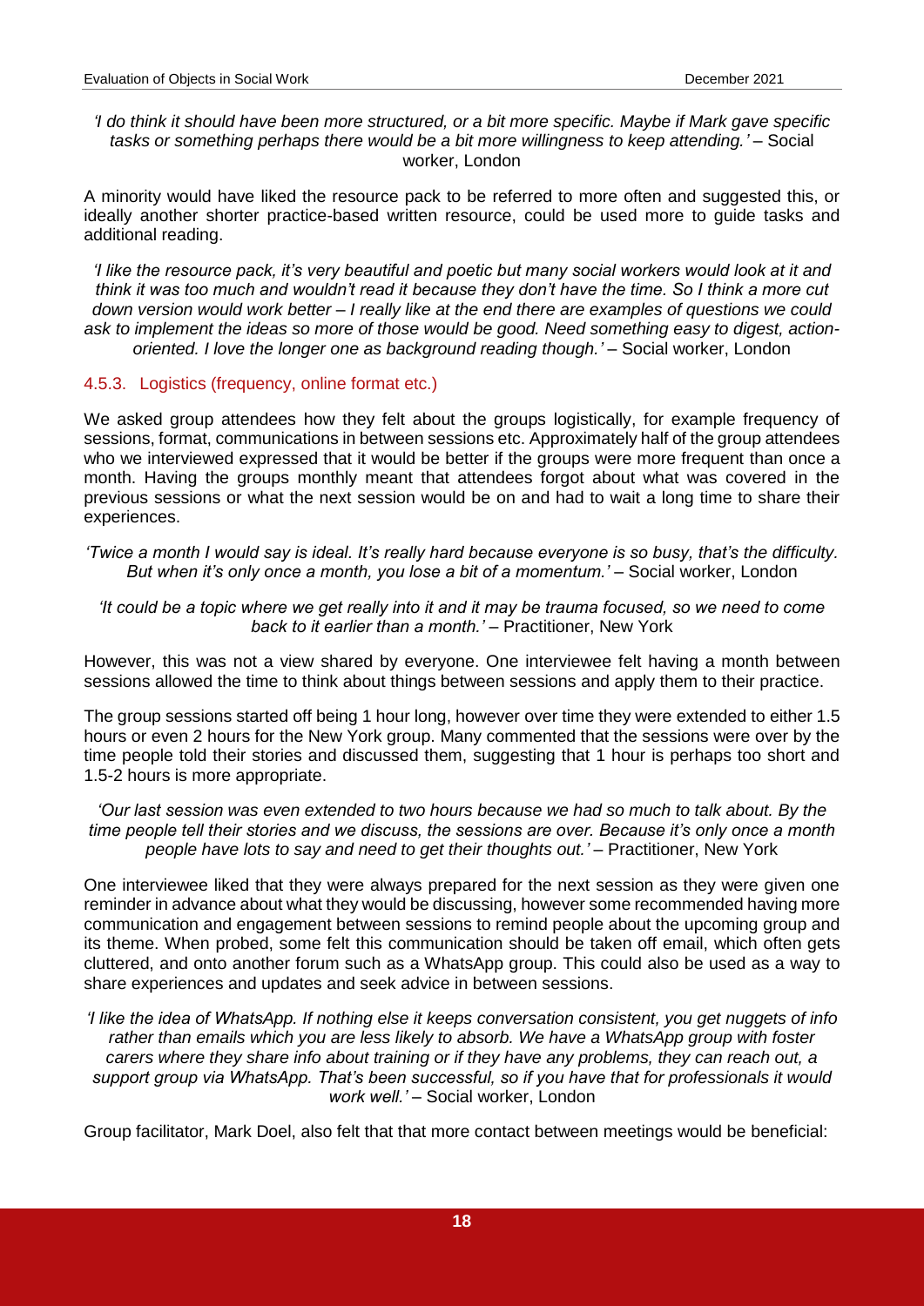*'I do think it should have been more structured, or a bit more specific. Maybe if Mark gave specific tasks or something perhaps there would be a bit more willingness to keep attending.'* – Social worker, London

A minority would have liked the resource pack to be referred to more often and suggested this, or ideally another shorter practice-based written resource, could be used more to guide tasks and additional reading.

*'I like the resource pack, it's very beautiful and poetic but many social workers would look at it and think it was too much and wouldn't read it because they don't have the time. So I think a more cut down version would work better – I really like at the end there are examples of questions we could ask to implement the ideas so more of those would be good. Need something easy to digest, action-oriented. I love the longer one as background reading though.'* – Social worker, London

### 4.5.3. Logistics (frequency, online format etc.)

We asked group attendees how they felt about the groups logistically, for example frequency of sessions, format, communications in between sessions etc. Approximately half of the group attendees who we interviewed expressed that it would be better if the groups were more frequent than once a month. Having the groups monthly meant that attendees forgot about what was covered in the previous sessions or what the next session would be on and had to wait a long time to share their experiences.

*'Twice a month I would say is ideal. It's really hard because everyone is so busy, that's the difficulty. But when it's only once a month, you lose a bit of a momentum.'* – Social worker, London

*'It could be a topic where we get really into it and it may be trauma focused, so we need to come back to it earlier than a month.'* – Practitioner, New York

However, this was not a view shared by everyone. One interviewee felt having a month between sessions allowed the time to think about things between sessions and apply them to their practice.

The group sessions started off being 1 hour long, however over time they were extended to either 1.5 hours or even 2 hours for the New York group. Many commented that the sessions were over by the time people told their stories and discussed them, suggesting that 1 hour is perhaps too short and 1.5-2 hours is more appropriate.

*'Our last session was even extended to two hours because we had so much to talk about. By the time people tell their stories and we discuss, the sessions are over. Because it's only once a month people have lots to say and need to get their thoughts out.'* – Practitioner, New York

One interviewee liked that they were always prepared for the next session as they were given one reminder in advance about what they would be discussing, however some recommended having more communication and engagement between sessions to remind people about the upcoming group and its theme. When probed, some felt this communication should be taken off email, which often gets cluttered, and onto another forum such as a WhatsApp group. This could also be used as a way to share experiences and updates and seek advice in between sessions.

*'I like the idea of WhatsApp. If nothing else it keeps conversation consistent, you get nuggets of info rather than emails which you are less likely to absorb. We have a WhatsApp group with foster carers where they share info about training or if they have any problems, they can reach out, a support group via WhatsApp. That's been successful, so if you have that for professionals it would work well.'* – Social worker, London

Group facilitator, Mark Doel, also felt that that more contact between meetings would be beneficial: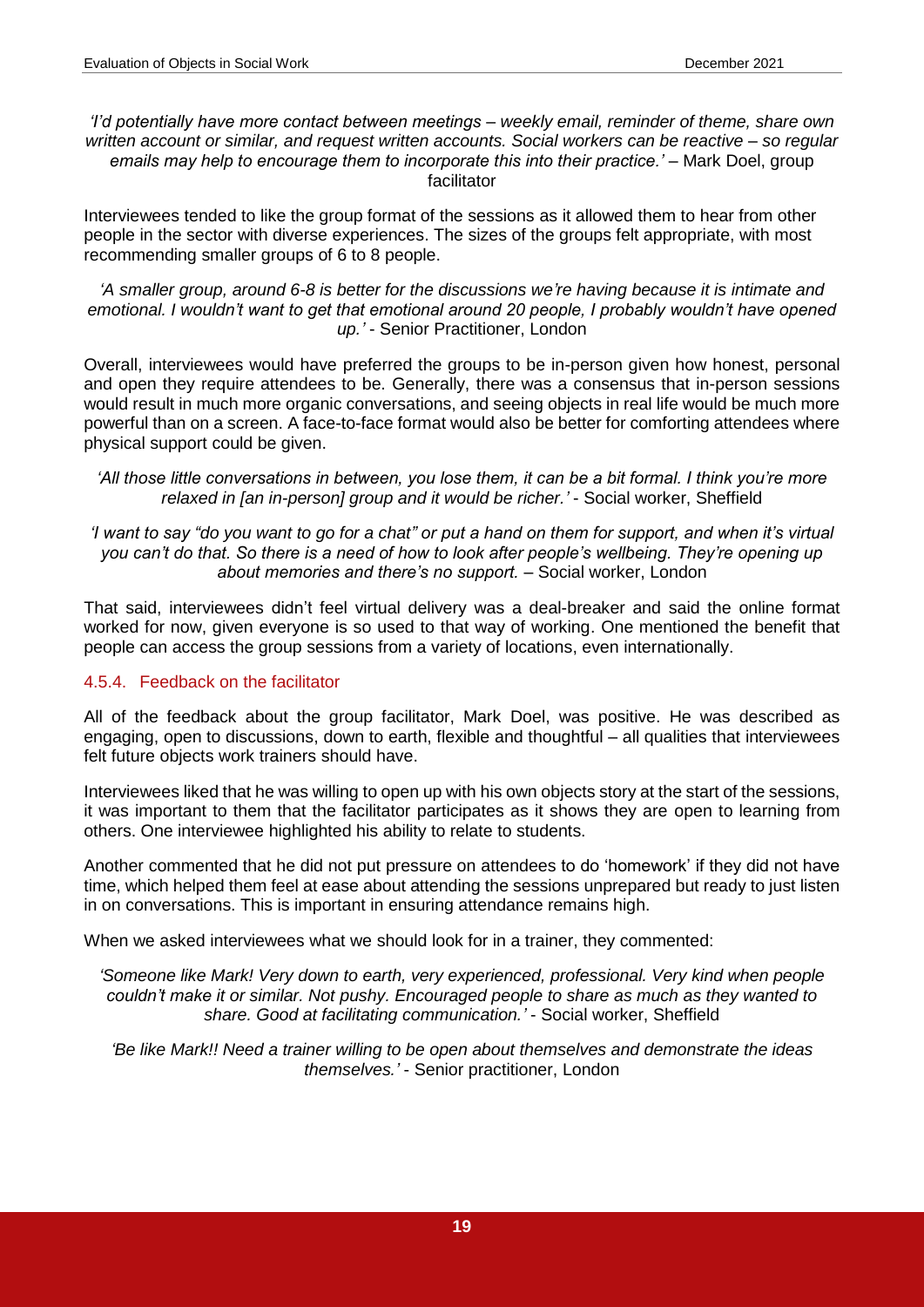*'I'd potentially have more contact between meetings – weekly email, reminder of theme, share own written account or similar, and request written accounts. Social workers can be reactive – so regular emails may help to encourage them to incorporate this into their practice.'* – Mark Doel, group facilitator

Interviewees tended to like the group format of the sessions as it allowed them to hear from other people in the sector with diverse experiences. The sizes of the groups felt appropriate, with most recommending smaller groups of 6 to 8 people.

*'A smaller group, around 6-8 is better for the discussions we're having because it is intimate and emotional. I wouldn't want to get that emotional around 20 people, I probably wouldn't have opened up.'* - Senior Practitioner, London

Overall, interviewees would have preferred the groups to be in-person given how honest, personal and open they require attendees to be. Generally, there was a consensus that in-person sessions would result in much more organic conversations, and seeing objects in real life would be much more powerful than on a screen. A face-to-face format would also be better for comforting attendees where physical support could be given.

*'All those little conversations in between, you lose them, it can be a bit formal. I think you're more relaxed in [an in-person] group and it would be richer.'* - Social worker, Sheffield

*'I want to say "do you want to go for a chat" or put a hand on them for support, and when it's virtual you can't do that. So there is a need of how to look after people's wellbeing. They're opening up about memories and there's no support.* – Social worker, London

That said, interviewees didn't feel virtual delivery was a deal-breaker and said the online format worked for now, given everyone is so used to that way of working. One mentioned the benefit that people can access the group sessions from a variety of locations, even internationally.

#### 4.5.4. Feedback on the facilitator

All of the feedback about the group facilitator, Mark Doel, was positive. He was described as engaging, open to discussions, down to earth, flexible and thoughtful – all qualities that interviewees felt future objects work trainers should have.

Interviewees liked that he was willing to open up with his own objects story at the start of the sessions, it was important to them that the facilitator participates as it shows they are open to learning from others. One interviewee highlighted his ability to relate to students.

Another commented that he did not put pressure on attendees to do 'homework' if they did not have time, which helped them feel at ease about attending the sessions unprepared but ready to just listen in on conversations. This is important in ensuring attendance remains high.

When we asked interviewees what we should look for in a trainer, they commented:

*'Someone like Mark! Very down to earth, very experienced, professional. Very kind when people couldn't make it or similar. Not pushy. Encouraged people to share as much as they wanted to share. Good at facilitating communication.'* - Social worker, Sheffield

*'Be like Mark!! Need a trainer willing to be open about themselves and demonstrate the ideas themselves.'* - Senior practitioner, London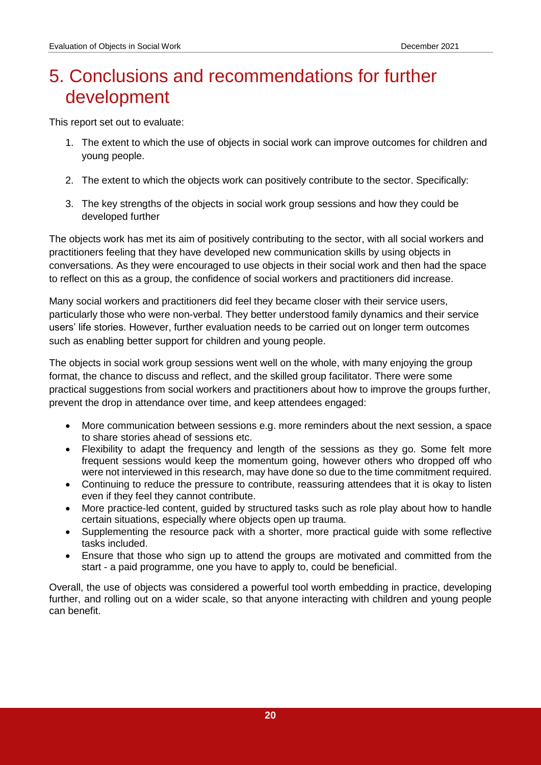# 5. Conclusions and recommendations for further development

This report set out to evaluate:

1. The extent to which the use of objects in social work can improve outcomes for children and young people.
2. The extent to which the objects work can positively contribute to the sector. Specifically:
3. The key strengths of the objects in social work group sessions and how they could be developed further

The objects work has met its aim of positively contributing to the sector, with all social workers and practitioners feeling that they have developed new communication skills by using objects in conversations. As they were encouraged to use objects in their social work and then had the space to reflect on this as a group, the confidence of social workers and practitioners did increase.

Many social workers and practitioners did feel they became closer with their service users, particularly those who were non-verbal. They better understood family dynamics and their service users' life stories. However, further evaluation needs to be carried out on longer term outcomes such as enabling better support for children and young people.

The objects in social work group sessions went well on the whole, with many enjoying the group format, the chance to discuss and reflect, and the skilled group facilitator. There were some practical suggestions from social workers and practitioners about how to improve the groups further, prevent the drop in attendance over time, and keep attendees engaged:

- More communication between sessions e.g. more reminders about the next session, a space to share stories ahead of sessions etc.
- Flexibility to adapt the frequency and length of the sessions as they go. Some felt more frequent sessions would keep the momentum going, however others who dropped off who were not interviewed in this research, may have done so due to the time commitment required.
- Continuing to reduce the pressure to contribute, reassuring attendees that it is okay to listen even if they feel they cannot contribute.
- More practice-led content, guided by structured tasks such as role play about how to handle certain situations, especially where objects open up trauma.
- Supplementing the resource pack with a shorter, more practical guide with some reflective tasks included.
- Ensure that those who sign up to attend the groups are motivated and committed from the start - a paid programme, one you have to apply to, could be beneficial.

Overall, the use of objects was considered a powerful tool worth embedding in practice, developing further, and rolling out on a wider scale, so that anyone interacting with children and young people can benefit.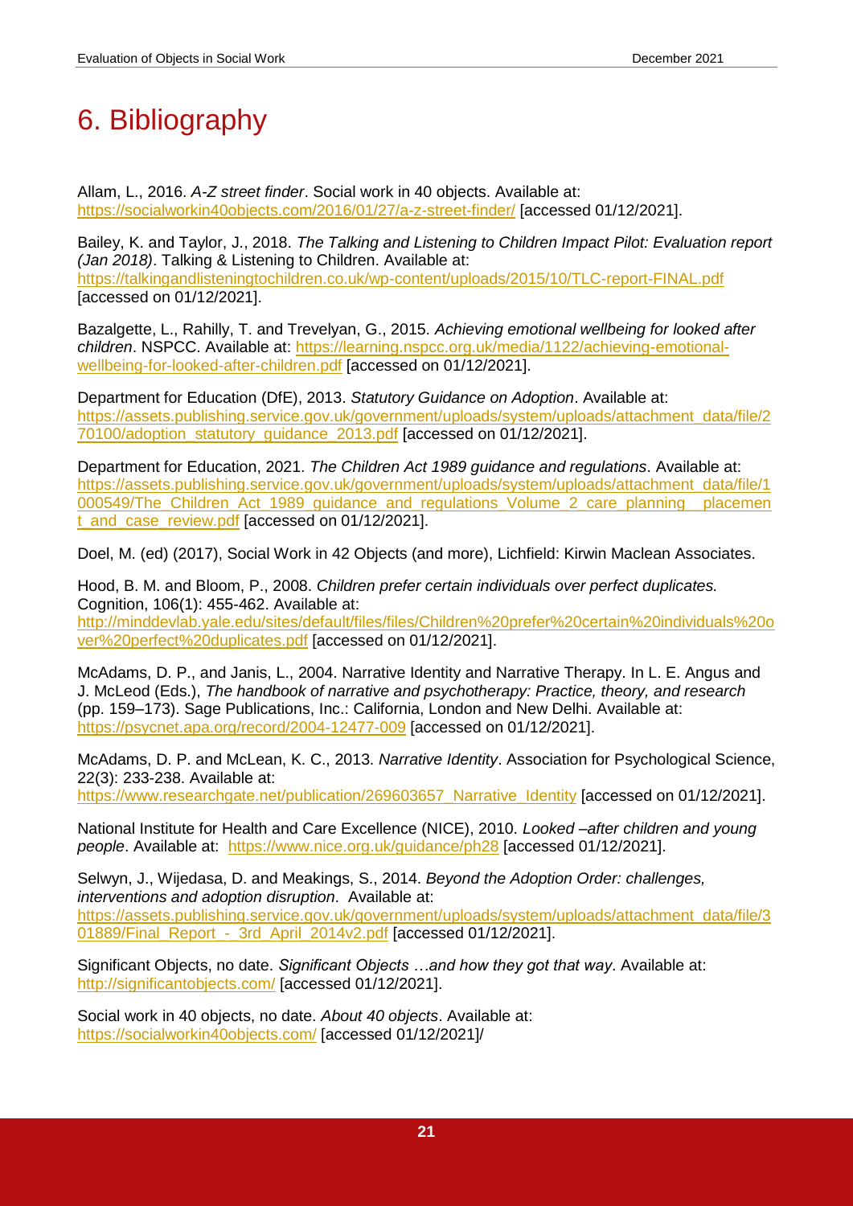# 6. Bibliography

Allam, L., 2016. *A-Z street finder*. Social work in 40 objects. Available at: https://socialworkin40objects.com/2016/01/27/a-z-street-finder/ [accessed 01/12/2021].

Bailey, K. and Taylor, J., 2018. *The Talking and Listening to Children Impact Pilot: Evaluation report (Jan 2018)*. Talking & Listening to Children. Available at: https://talkingandlisteningtochildren.co.uk/wp-content/uploads/2015/10/TLC-report-FINAL.pdf [accessed on 01/12/2021].

Bazalgette, L., Rahilly, T. and Trevelyan, G., 2015. *Achieving emotional wellbeing for looked after children*. NSPCC. Available at: https://learning.nspcc.org.uk/media/1122/achieving-emotional-wellbeing-for-looked-after-children.pdf [accessed on 01/12/2021].

Department for Education (DfE), 2013. *Statutory Guidance on Adoption*. Available at: https://assets.publishing.service.gov.uk/government/uploads/system/uploads/attachment_data/file/270100/adoption_statutory_guidance_2013.pdf [accessed on 01/12/2021].

Department for Education, 2021. *The Children Act 1989 guidance and regulations*. Available at: https://assets.publishing.service.gov.uk/government/uploads/system/uploads/attachment_data/file/1000549/The_Children_Act_1989_guidance_and_regulations_Volume_2_care_planning__placement_and_case_review.pdf [accessed on 01/12/2021].

Doel, M. (ed) (2017), Social Work in 42 Objects (and more), Lichfield: Kirwin Maclean Associates.

Hood, B. M. and Bloom, P., 2008. *Children prefer certain individuals over perfect duplicates.* Cognition, 106(1): 455-462. Available at: http://minddevlab.yale.edu/sites/default/files/files/Children%20prefer%20certain%20individuals%20over%20perfect%20duplicates.pdf [accessed on 01/12/2021].

McAdams, D. P., and Janis, L., 2004. Narrative Identity and Narrative Therapy. In L. E. Angus and J. McLeod (Eds.), *The handbook of narrative and psychotherapy: Practice, theory, and research* (pp. 159–173). Sage Publications, Inc.: California, London and New Delhi. Available at: https://psycnet.apa.org/record/2004-12477-009 [accessed on 01/12/2021].

McAdams, D. P. and McLean, K. C., 2013. *Narrative Identity*. Association for Psychological Science, 22(3): 233-238. Available at: https://www.researchgate.net/publication/269603657_Narrative_Identity [accessed on 01/12/2021].

National Institute for Health and Care Excellence (NICE), 2010. *Looked –after children and young people*. Available at: https://www.nice.org.uk/guidance/ph28 [accessed 01/12/2021].

Selwyn, J., Wijedasa, D. and Meakings, S., 2014. *Beyond the Adoption Order: challenges, interventions and adoption disruption*. Available at: https://assets.publishing.service.gov.uk/government/uploads/system/uploads/attachment_data/file/301889/Final_Report_-_3rd_April_2014v2.pdf [accessed 01/12/2021].

Significant Objects, no date. *Significant Objects …and how they got that way*. Available at: http://significantobjects.com/ [accessed 01/12/2021].

Social work in 40 objects, no date. *About 40 objects*. Available at: https://socialworkin40objects.com/ [accessed 01/12/2021]/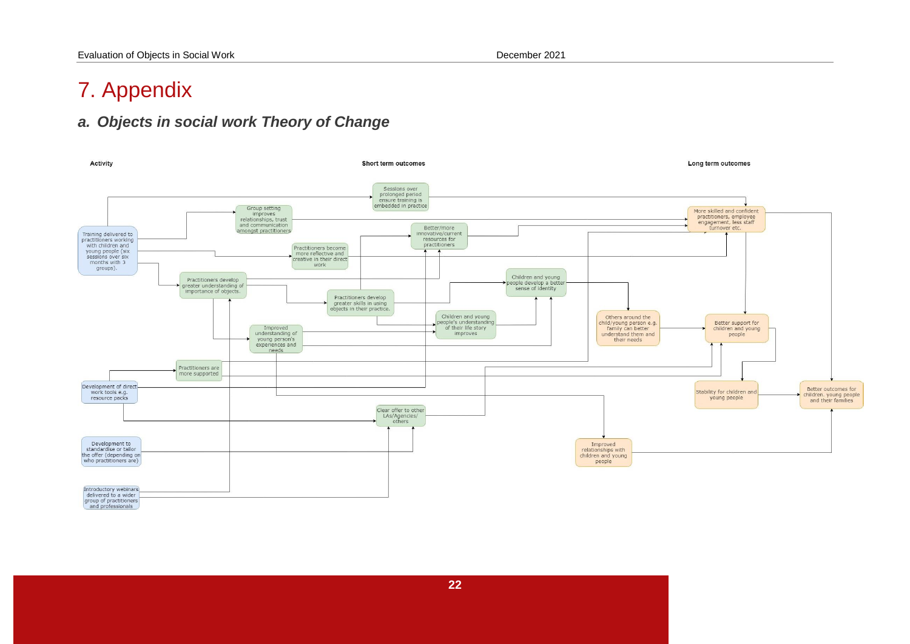# 7. Appendix

## a. Objects in social work Theory of Change

**Activity**

- Training delivered to practitioners working with children and young people (six sessions over six months with 3 groups).
- Development of direct work tools e.g. resource packs
- Development to standardise or tailor the offer (depending on who practitioners are)
- Introductory webinars delivered to a wider group of practitioners and professionals

**Short term outcomes**

- Sessions over prolonged period ensure training is embedded in practice
- Group setting improves relationships, trust and communication amongst practitioners
- Better/more innovative/current resources for practitioners
- Practitioners become more reflective and creative in their direct work
- Practitioners develop greater understanding of importance of objects.
- Children and young people develop a better sense of identity
- Practitioners develop greater skills in using objects in their practice.
- Children and young people's understanding of their life story improves
- Improved understanding of young person's experiences and needs
- Practitioners are more supported
- Clear offer to other LAs/Agencies/others

**Long term outcomes**

- More skilled and confident practitioners, employee engagement, less staff turnover etc.
- Others around the child/young person e.g. family can better understand them and their needs
- Better support for children and young people
- Stability for children and young people
- Better outcomes for children, young people and their families
- Improved relationships with children and young people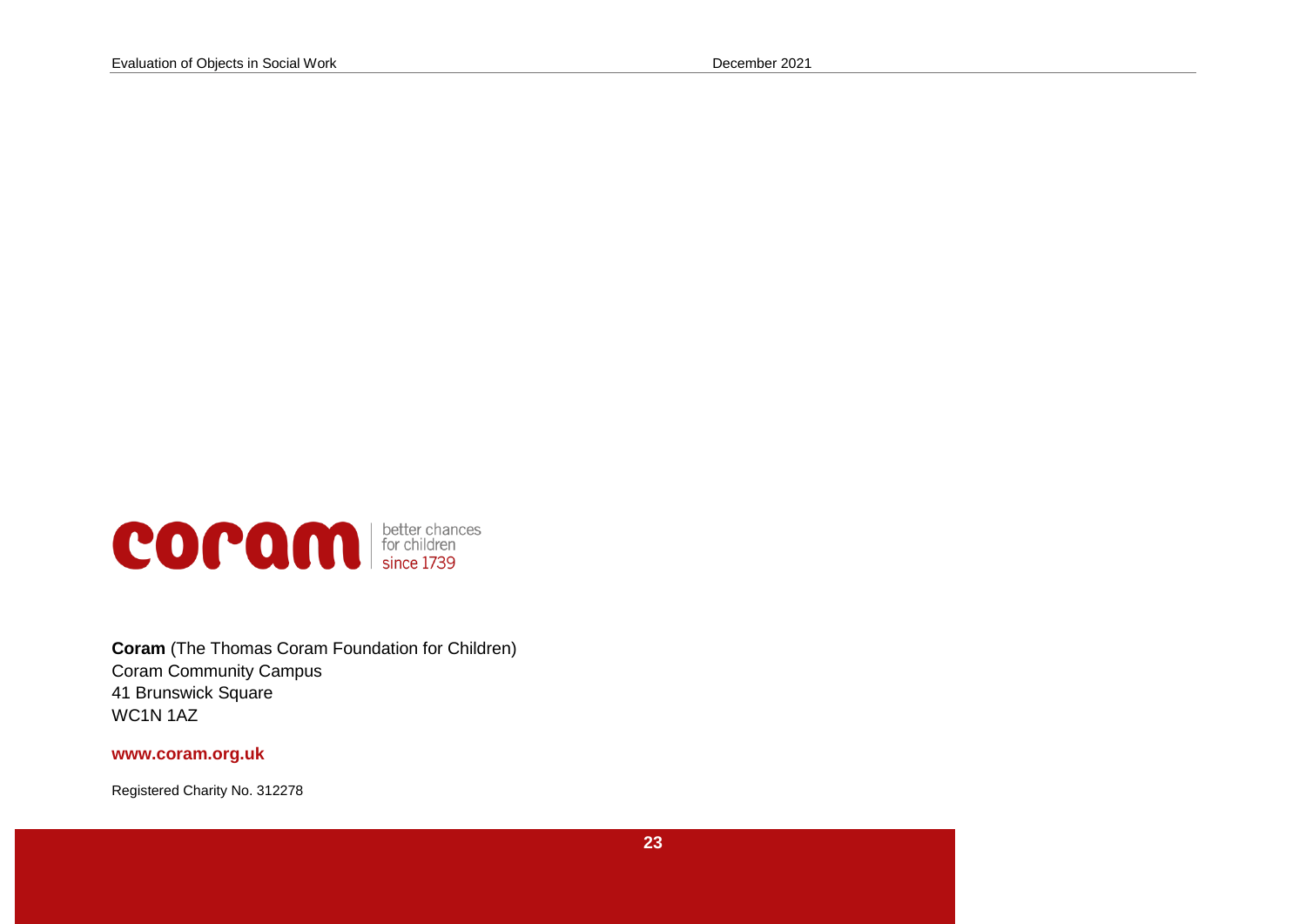coram | better chances for children since 1739

**Coram** (The Thomas Coram Foundation for Children)
Coram Community Campus
41 Brunswick Square
WC1N 1AZ

**www.coram.org.uk**

Registered Charity No. 312278